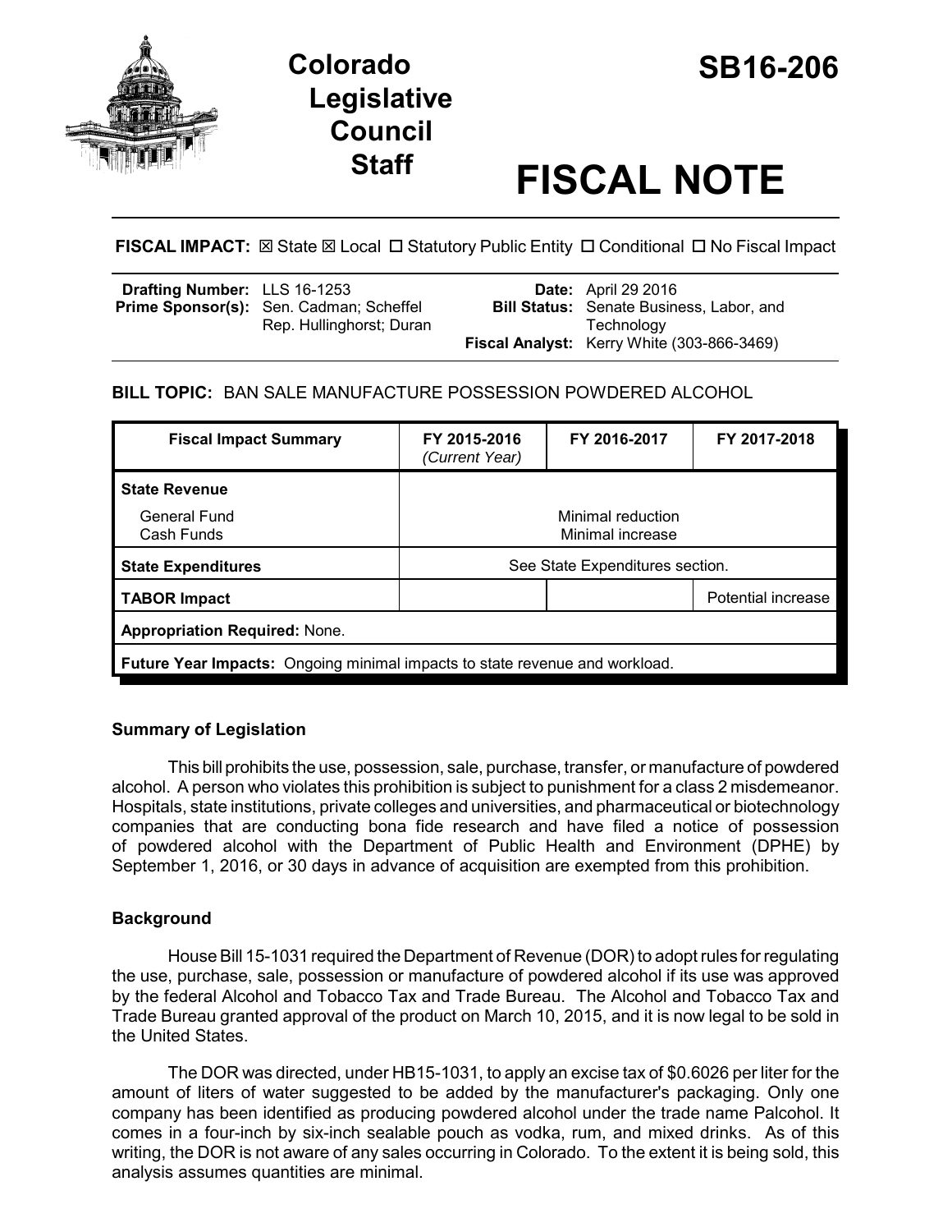# Colorado Legislative Council Staff

# SB16-206

# FISCAL NOTE

**FISCAL IMPACT:** ☒ State ☒ Local ☐ Statutory Public Entity ☐ Conditional ☐ No Fiscal Impact

| | | | |
|---|---|---|---|
| **Drafting Number:** | LLS 16-1253 | **Date:** | April 29 2016 |
| **Prime Sponsor(s):** | Sen. Cadman; Scheffel<br>Rep. Hullinghorst; Duran | **Bill Status:** | Senate Business, Labor, and Technology |
| | | **Fiscal Analyst:** | Kerry White (303-866-3469) |

**BILL TOPIC:** BAN SALE MANUFACTURE POSSESSION POWDERED ALCOHOL

| Fiscal Impact Summary | FY 2015-2016 *(Current Year)* | FY 2016-2017 | FY 2017-2018 |
|---|---|---|---|
| **State Revenue** | | | |
| General Fund | Minimal reduction | | |
| Cash Funds | Minimal increase | | |
| **State Expenditures** | See State Expenditures section. | | |
| **TABOR Impact** | | | Potential increase |
| **Appropriation Required:** None. | | | |
| **Future Year Impacts:** Ongoing minimal impacts to state revenue and workload. | | | |

## Summary of Legislation

This bill prohibits the use, possession, sale, purchase, transfer, or manufacture of powdered alcohol. A person who violates this prohibition is subject to punishment for a class 2 misdemeanor. Hospitals, state institutions, private colleges and universities, and pharmaceutical or biotechnology companies that are conducting bona fide research and have filed a notice of possession of powdered alcohol with the Department of Public Health and Environment (DPHE) by September 1, 2016, or 30 days in advance of acquisition are exempted from this prohibition.

## Background

House Bill 15-1031 required the Department of Revenue (DOR) to adopt rules for regulating the use, purchase, sale, possession or manufacture of powdered alcohol if its use was approved by the federal Alcohol and Tobacco Tax and Trade Bureau. The Alcohol and Tobacco Tax and Trade Bureau granted approval of the product on March 10, 2015, and it is now legal to be sold in the United States.

The DOR was directed, under HB15-1031, to apply an excise tax of $0.6026 per liter for the amount of liters of water suggested to be added by the manufacturer's packaging. Only one company has been identified as producing powdered alcohol under the trade name Palcohol. It comes in a four-inch by six-inch sealable pouch as vodka, rum, and mixed drinks. As of this writing, the DOR is not aware of any sales occurring in Colorado. To the extent it is being sold, this analysis assumes quantities are minimal.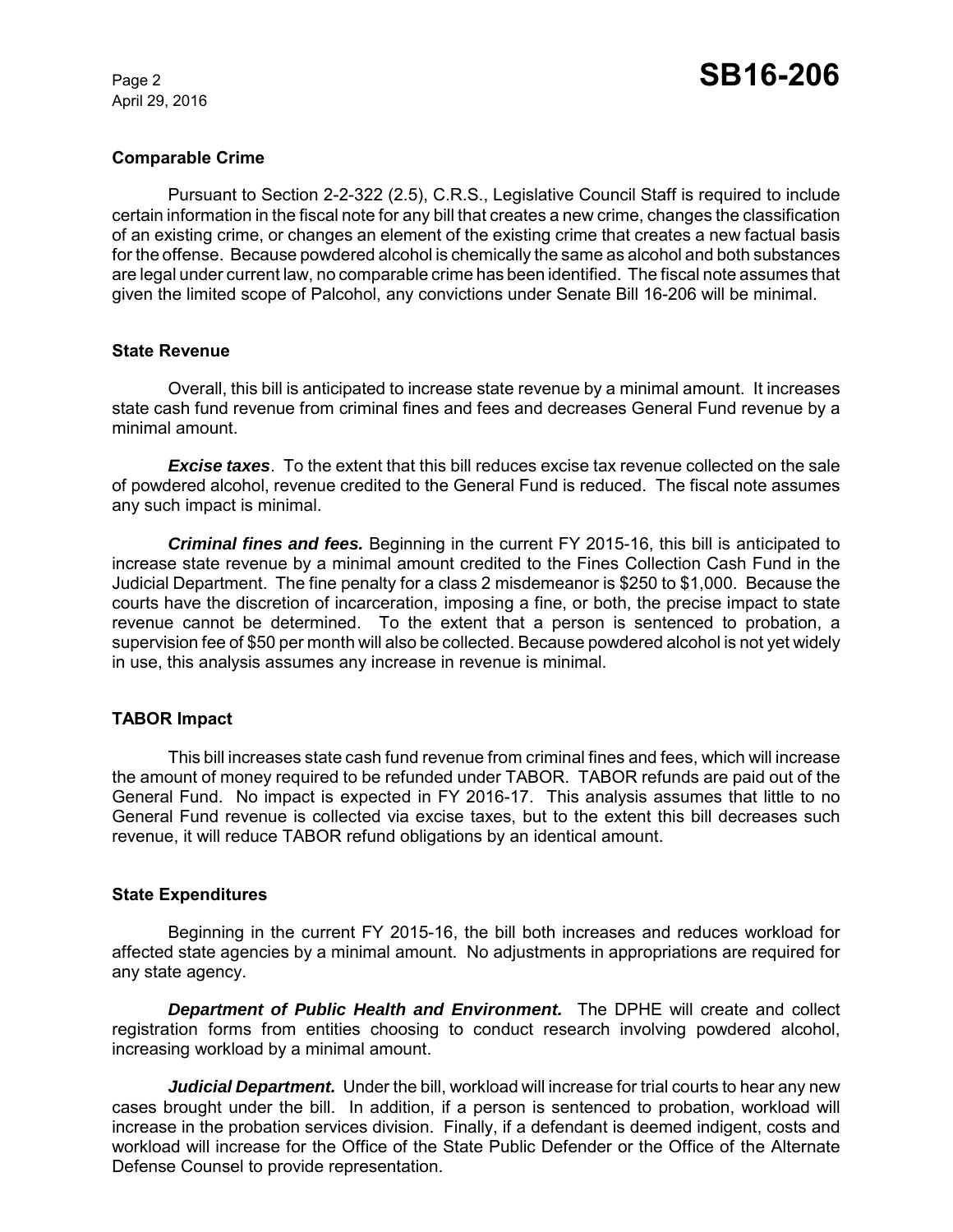### Comparable Crime

Pursuant to Section 2-2-322 (2.5), C.R.S., Legislative Council Staff is required to include certain information in the fiscal note for any bill that creates a new crime, changes the classification of an existing crime, or changes an element of the existing crime that creates a new factual basis for the offense. Because powdered alcohol is chemically the same as alcohol and both substances are legal under current law, no comparable crime has been identified. The fiscal note assumes that given the limited scope of Palcohol, any convictions under Senate Bill 16-206 will be minimal.

### State Revenue

Overall, this bill is anticipated to increase state revenue by a minimal amount. It increases state cash fund revenue from criminal fines and fees and decreases General Fund revenue by a minimal amount.

***Excise taxes***. To the extent that this bill reduces excise tax revenue collected on the sale of powdered alcohol, revenue credited to the General Fund is reduced. The fiscal note assumes any such impact is minimal.

***Criminal fines and fees.*** Beginning in the current FY 2015-16, this bill is anticipated to increase state revenue by a minimal amount credited to the Fines Collection Cash Fund in the Judicial Department. The fine penalty for a class 2 misdemeanor is $250 to $1,000. Because the courts have the discretion of incarceration, imposing a fine, or both, the precise impact to state revenue cannot be determined. To the extent that a person is sentenced to probation, a supervision fee of $50 per month will also be collected. Because powdered alcohol is not yet widely in use, this analysis assumes any increase in revenue is minimal.

### TABOR Impact

This bill increases state cash fund revenue from criminal fines and fees, which will increase the amount of money required to be refunded under TABOR. TABOR refunds are paid out of the General Fund. No impact is expected in FY 2016-17. This analysis assumes that little to no General Fund revenue is collected via excise taxes, but to the extent this bill decreases such revenue, it will reduce TABOR refund obligations by an identical amount.

### State Expenditures

Beginning in the current FY 2015-16, the bill both increases and reduces workload for affected state agencies by a minimal amount. No adjustments in appropriations are required for any state agency.

***Department of Public Health and Environment.*** The DPHE will create and collect registration forms from entities choosing to conduct research involving powdered alcohol, increasing workload by a minimal amount.

***Judicial Department.*** Under the bill, workload will increase for trial courts to hear any new cases brought under the bill. In addition, if a person is sentenced to probation, workload will increase in the probation services division. Finally, if a defendant is deemed indigent, costs and workload will increase for the Office of the State Public Defender or the Office of the Alternate Defense Counsel to provide representation.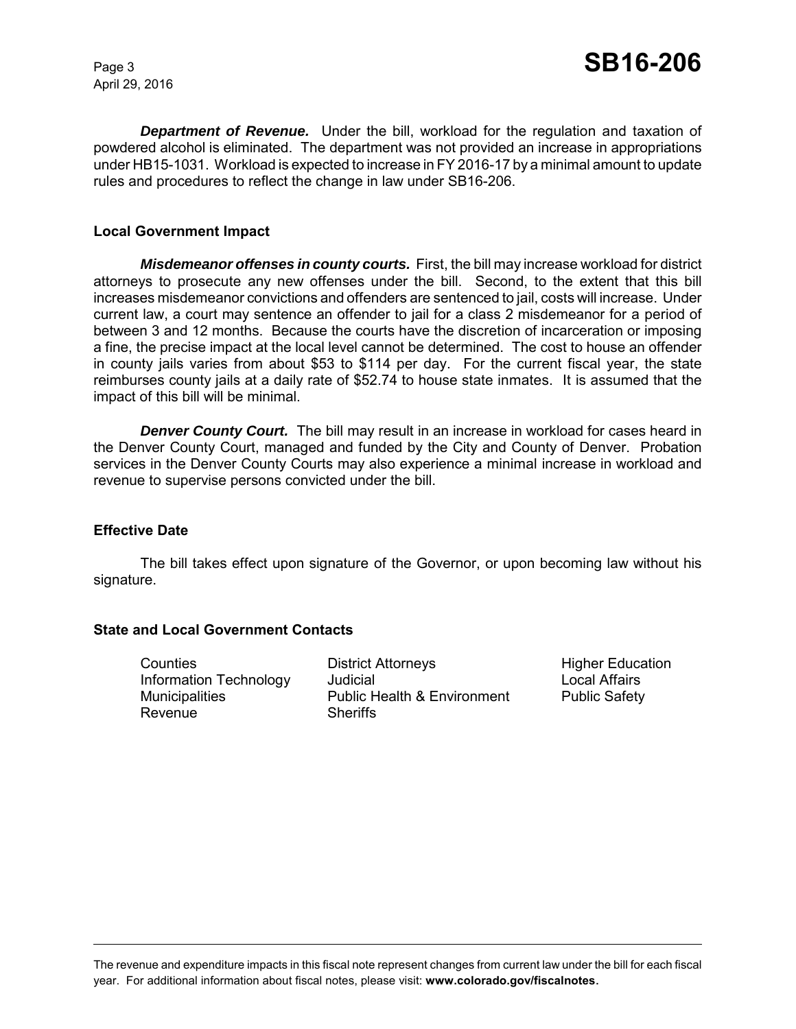***Department of Revenue.*** Under the bill, workload for the regulation and taxation of powdered alcohol is eliminated. The department was not provided an increase in appropriations under HB15-1031. Workload is expected to increase in FY 2016-17 by a minimal amount to update rules and procedures to reflect the change in law under SB16-206.

## Local Government Impact

***Misdemeanor offenses in county courts.*** First, the bill may increase workload for district attorneys to prosecute any new offenses under the bill. Second, to the extent that this bill increases misdemeanor convictions and offenders are sentenced to jail, costs will increase. Under current law, a court may sentence an offender to jail for a class 2 misdemeanor for a period of between 3 and 12 months. Because the courts have the discretion of incarceration or imposing a fine, the precise impact at the local level cannot be determined. The cost to house an offender in county jails varies from about $53 to $114 per day. For the current fiscal year, the state reimburses county jails at a daily rate of $52.74 to house state inmates. It is assumed that the impact of this bill will be minimal.

***Denver County Court.*** The bill may result in an increase in workload for cases heard in the Denver County Court, managed and funded by the City and County of Denver. Probation services in the Denver County Courts may also experience a minimal increase in workload and revenue to supervise persons convicted under the bill.

## Effective Date

The bill takes effect upon signature of the Governor, or upon becoming law without his signature.

## State and Local Government Contacts

| | | |
|---|---|---|
| Counties | District Attorneys | Higher Education |
| Information Technology | Judicial | Local Affairs |
| Municipalities | Public Health & Environment | Public Safety |
| Revenue | Sheriffs | |

The revenue and expenditure impacts in this fiscal note represent changes from current law under the bill for each fiscal year. For additional information about fiscal notes, please visit: **www.colorado.gov/fiscalnotes.**